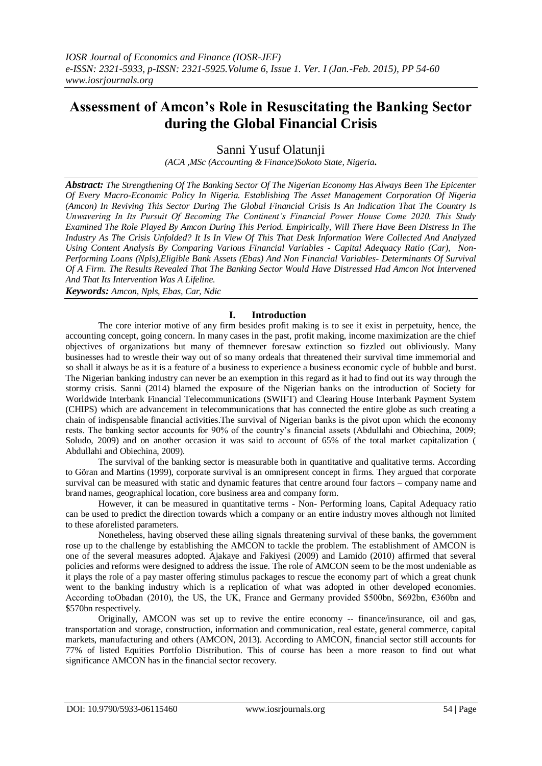# Assessment of Amcon's Role in Resuscitating the Banking Sector during the Global Financial Crisis

Sanni Yusuf Olatunji

*(ACA ,MSc (Accounting & Finance)Sokoto State, Nigeria.*

***Abstract:*** *The Strengthening Of The Banking Sector Of The Nigerian Economy Has Always Been The Epicenter Of Every Macro-Economic Policy In Nigeria. Establishing The Asset Management Corporation Of Nigeria (Amcon) In Reviving This Sector During The Global Financial Crisis Is An Indication That The Country Is Unwavering In Its Pursuit Of Becoming The Continent's Financial Power House Come 2020. This Study Examined The Role Played By Amcon During This Period. Empirically, Will There Have Been Distress In The Industry As The Crisis Unfolded? It Is In View Of This That Desk Information Were Collected And Analyzed Using Content Analysis By Comparing Various Financial Variables - Capital Adequacy Ratio (Car), Non-Performing Loans (Npls),Eligible Bank Assets (Ebas) And Non Financial Variables- Determinants Of Survival Of A Firm. The Results Revealed That The Banking Sector Would Have Distressed Had Amcon Not Intervened And That Its Intervention Was A Lifeline.*

***Keywords:*** *Amcon, Npls, Ebas, Car, Ndic*

## I. Introduction

The core interior motive of any firm besides profit making is to see it exist in perpetuity, hence, the accounting concept, going concern. In many cases in the past, profit making, income maximization are the chief objectives of organizations but many of themnever foresaw extinction so fizzled out obliviously. Many businesses had to wrestle their way out of so many ordeals that threatened their survival time immemorial and so shall it always be as it is a feature of a business to experience a business economic cycle of bubble and burst. The Nigerian banking industry can never be an exemption in this regard as it had to find out its way through the stormy crisis. Sanni (2014) blamed the exposure of the Nigerian banks on the introduction of Society for Worldwide Interbank Financial Telecommunications (SWIFT) and Clearing House Interbank Payment System (CHIPS) which are advancement in telecommunications that has connected the entire globe as such creating a chain of indispensable financial activities.The survival of Nigerian banks is the pivot upon which the economy rests. The banking sector accounts for 90% of the country's financial assets (Abdullahi and Obiechina, 2009; Soludo, 2009) and on another occasion it was said to account of 65% of the total market capitalization ( Abdullahi and Obiechina, 2009).

The survival of the banking sector is measurable both in quantitative and qualitative terms. According to Göran and Martins (1999), corporate survival is an omnipresent concept in firms. They argued that corporate survival can be measured with static and dynamic features that centre around four factors – company name and brand names, geographical location, core business area and company form.

However, it can be measured in quantitative terms - Non- Performing loans, Capital Adequacy ratio can be used to predict the direction towards which a company or an entire industry moves although not limited to these aforelisted parameters.

Nonetheless, having observed these ailing signals threatening survival of these banks, the government rose up to the challenge by establishing the AMCON to tackle the problem. The establishment of AMCON is one of the several measures adopted. Ajakaye and Fakiyesi (2009) and Lamido (2010) affirmed that several policies and reforms were designed to address the issue. The role of AMCON seem to be the most undeniable as it plays the role of a pay master offering stimulus packages to rescue the economy part of which a great chunk went to the banking industry which is a replication of what was adopted in other developed economies. According toObadan (2010), the US, the UK, France and Germany provided \$500bn, \$692bn, €360bn and \$570bn respectively.

Originally, AMCON was set up to revive the entire economy -- finance/insurance, oil and gas, transportation and storage, construction, information and communication, real estate, general commerce, capital markets, manufacturing and others (AMCON, 2013). According to AMCON, financial sector still accounts for 77% of listed Equities Portfolio Distribution. This of course has been a more reason to find out what significance AMCON has in the financial sector recovery.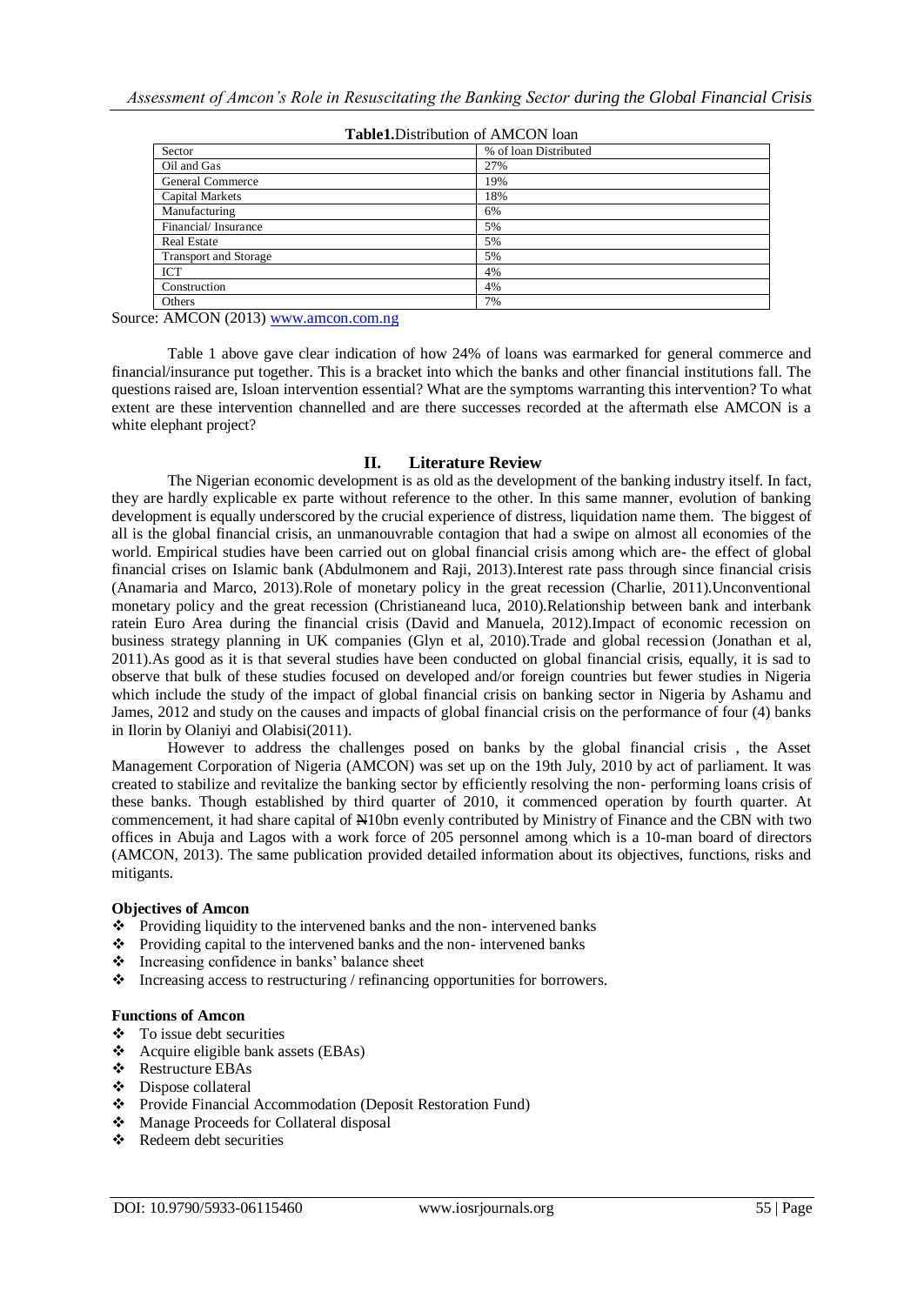**Table1.** Distribution of AMCON loan

| Sector | % of loan Distributed |
|---|---|
| Oil and Gas | 27% |
| General Commerce | 19% |
| Capital Markets | 18% |
| Manufacturing | 6% |
| Financial/ Insurance | 5% |
| Real Estate | 5% |
| Transport and Storage | 5% |
| ICT | 4% |
| Construction | 4% |
| Others | 7% |

Source: AMCON (2013) www.amcon.com.ng

Table 1 above gave clear indication of how 24% of loans was earmarked for general commerce and financial/insurance put together. This is a bracket into which the banks and other financial institutions fall. The questions raised are, Isloan intervention essential? What are the symptoms warranting this intervention? To what extent are these intervention channelled and are there successes recorded at the aftermath else AMCON is a white elephant project?

## II. Literature Review

The Nigerian economic development is as old as the development of the banking industry itself. In fact, they are hardly explicable ex parte without reference to the other. In this same manner, evolution of banking development is equally underscored by the crucial experience of distress, liquidation name them. The biggest of all is the global financial crisis, an unmanouvrable contagion that had a swipe on almost all economies of the world. Empirical studies have been carried out on global financial crisis among which are- the effect of global financial crises on Islamic bank (Abdulmonem and Raji, 2013).Interest rate pass through since financial crisis (Anamaria and Marco, 2013).Role of monetary policy in the great recession (Charlie, 2011).Unconventional monetary policy and the great recession (Christianeand luca, 2010).Relationship between bank and interbank ratein Euro Area during the financial crisis (David and Manuela, 2012).Impact of economic recession on business strategy planning in UK companies (Glyn et al, 2010).Trade and global recession (Jonathan et al, 2011).As good as it is that several studies have been conducted on global financial crisis, equally, it is sad to observe that bulk of these studies focused on developed and/or foreign countries but fewer studies in Nigeria which include the study of the impact of global financial crisis on banking sector in Nigeria by Ashamu and James, 2012 and study on the causes and impacts of global financial crisis on the performance of four (4) banks in Ilorin by Olaniyi and Olabisi(2011).

However to address the challenges posed on banks by the global financial crisis , the Asset Management Corporation of Nigeria (AMCON) was set up on the 19th July, 2010 by act of parliament. It was created to stabilize and revitalize the banking sector by efficiently resolving the non- performing loans crisis of these banks. Though established by third quarter of 2010, it commenced operation by fourth quarter. At commencement, it had share capital of ₦10bn evenly contributed by Ministry of Finance and the CBN with two offices in Abuja and Lagos with a work force of 205 personnel among which is a 10-man board of directors (AMCON, 2013). The same publication provided detailed information about its objectives, functions, risks and mitigants.

**Objectives of Amcon**

- Providing liquidity to the intervened banks and the non- intervened banks
- Providing capital to the intervened banks and the non- intervened banks
- Increasing confidence in banks' balance sheet
- Increasing access to restructuring / refinancing opportunities for borrowers.

**Functions of Amcon**

- To issue debt securities
- Acquire eligible bank assets (EBAs)
- Restructure EBAs
- Dispose collateral
- Provide Financial Accommodation (Deposit Restoration Fund)
- Manage Proceeds for Collateral disposal
- Redeem debt securities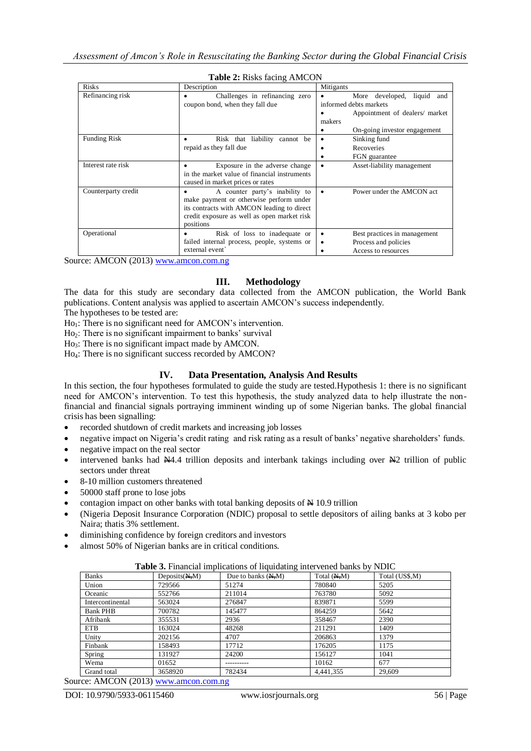**Table 2:** Risks facing AMCON

| Risks | Description | Mitigants |
|---|---|---|
| Refinancing risk | • Challenges in refinancing zero coupon bond, when they fall due | • More developed, liquid and informed debts markets<br>• Appointment of dealers/ market makers<br>• On-going investor engagement |
| Funding Risk | • Risk that liability cannot be repaid as they fall due | • Sinking fund<br>• Recoveries<br>• FGN guarantee |
| Interest rate risk | • Exposure in the adverse change in the market value of financial instruments caused in market prices or rates | • Asset-liability management |
| Counterparty credit | • A counter party's inability to make payment or otherwise perform under its contracts with AMCON leading to direct credit exposure as well as open market risk positions | • Power under the AMCON act |
| Operational | • Risk of loss to inadequate or failed internal process, people, systems or external event` | • Best practices in management<br>• Process and policies<br>• Access to resources |

Source: AMCON (2013) www.amcon.com.ng

## III. Methodology

The data for this study are secondary data collected from the AMCON publication, the World Bank publications. Content analysis was applied to ascertain AMCON's success independently.

The hypotheses to be tested are:

$Ho_1$: There is no significant need for AMCON's intervention.

$Ho_2$: There is no significant impairment to banks' survival

$Ho_3$: There is no significant impact made by AMCON.

$Ho_4$: There is no significant success recorded by AMCON?

## IV. Data Presentation, Analysis And Results

In this section, the four hypotheses formulated to guide the study are tested.Hypothesis 1: there is no significant need for AMCON's intervention. To test this hypothesis, the study analyzed data to help illustrate the non-financial and financial signals portraying imminent winding up of some Nigerian banks. The global financial crisis has been signalling:

- recorded shutdown of credit markets and increasing job losses
- negative impact on Nigeria's credit rating and risk rating as a result of banks' negative shareholders' funds.
- negative impact on the real sector
- intervened banks had ₦4.4 trillion deposits and interbank takings including over ₦2 trillion of public sectors under threat
- 8-10 million customers threatened
- 50000 staff prone to lose jobs
- contagion impact on other banks with total banking deposits of ₦ 10.9 trillion
- (Nigeria Deposit Insurance Corporation (NDIC) proposal to settle depositors of ailing banks at 3 kobo per Naira; thatis 3% settlement.
- diminishing confidence by foreign creditors and investors
- almost 50% of Nigerian banks are in critical conditions.

**Table 3.** Financial implications of liquidating intervened banks by NDIC

| Banks | Deposits(₦,M) | Due to banks (₦,M) | Total (₦,M) | Total (US$,M) |
|---|---|---|---|---|
| Union | 729566 | 51274 | 780840 | 5205 |
| Oceanic | 552766 | 211014 | 763780 | 5092 |
| Intercontinental | 563024 | 276847 | 839871 | 5599 |
| Bank PHB | 700782 | 145477 | 864259 | 5642 |
| Afribank | 355531 | 2936 | 358467 | 2390 |
| ETB | 163024 | 48268 | 211291 | 1409 |
| Unity | 202156 | 4707 | 206863 | 1379 |
| Finbank | 158493 | 17712 | 176205 | 1175 |
| Spring | 131927 | 24200 | 156127 | 1041 |
| Wema | 01652 | ---------- | 10162 | 677 |
| Grand total | 3658920 | 782434 | 4,441,355 | 29,609 |

Source: AMCON (2013) www.amcon.com.ng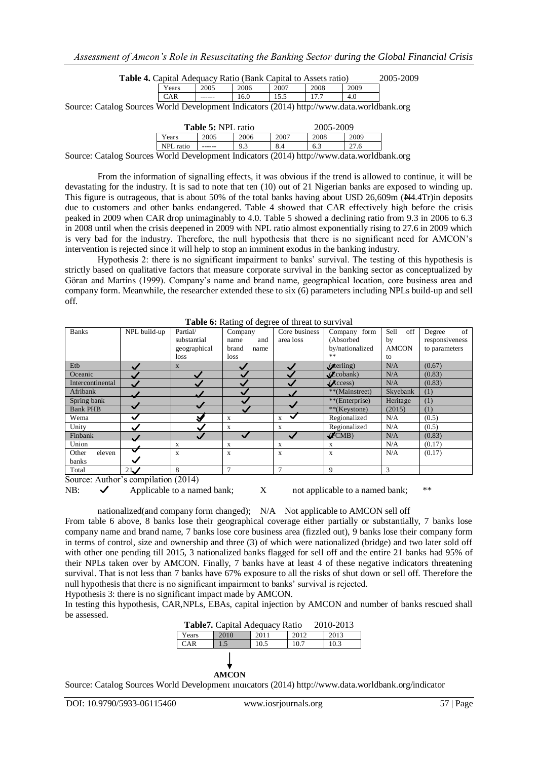**Table 4.** Capital Adequacy Ratio (Bank Capital to Assets ratio) 2005-2009

| Years | 2005 | 2006 | 2007 | 2008 | 2009 |
|---|---|---|---|---|---|
| CAR | ------ | 16.0 | 15.5 | 17.7 | 4.0 |

Source: Catalog Sources World Development Indicators (2014) http://www.data.worldbank.org

**Table 5:** NPL ratio 2005-2009

| Years | 2005 | 2006 | 2007 | 2008 | 2009 |
|---|---|---|---|---|---|
| NPL ratio | ------ | 9.3 | 8.4 | 6.3 | 27.6 |

Source: Catalog Sources World Development Indicators (2014) http://www.data.worldbank.org

From the information of signalling effects, it was obvious if the trend is allowed to continue, it will be devastating for the industry. It is sad to note that ten (10) out of 21 Nigerian banks are exposed to winding up. This figure is outrageous, that is about 50% of the total banks having about USD 26,609m (₦4.4Tr)in deposits due to customers and other banks endangered. Table 4 showed that CAR effectively high before the crisis peaked in 2009 when CAR drop unimaginably to 4.0. Table 5 showed a declining ratio from 9.3 in 2006 to 6.3 in 2008 until when the crisis deepened in 2009 with NPL ratio almost exponentially rising to 27.6 in 2009 which is very bad for the industry. Therefore, the null hypothesis that there is no significant need for AMCON's intervention is rejected since it will help to stop an imminent exodus in the banking industry.

Hypothesis 2: there is no significant impairment to banks' survival. The testing of this hypothesis is strictly based on qualitative factors that measure corporate survival in the banking sector as conceptualized by Göran and Martins (1999). Company's name and brand name, geographical location, core business area and company form. Meanwhile, the researcher extended these to six (6) parameters including NPLs build-up and sell off.

**Table 6:** Rating of degree of threat to survival

| Banks | NPL build-up | Partial/ substantial geographical loss | Company name and brand name loss | Core business area loss | Company form (Absorbed by/nationalized ** | Sell off by AMCON to | Degree of responsiveness to parameters |
|---|---|---|---|---|---|---|---|
| Etb | ✓ | x | ✓ | ✓ | ✓(sterling) | N/A | (0.67) |
| Oceanic | ✓ | ✓ | ✓ | ✓ | ✓(Ecobank) | N/A | (0.83) |
| Intercontinental | ✓ | ✓ | ✓ | ✓ | ✓(Access) | N/A | (0.83) |
| Afribank | ✓ | ✓ | ✓ | ✓ | **(Mainstreet) | Skyebank | (1) |
| Spring bank | ✓ | ✓ | ✓ | ✓ | **(Enterprise) | Heritage | (1) |
| Bank PHB | ✓ | ✓ | ✓ | ✓ | **(Keystone) | (2015) | (1) |
| Wema | ✓ | ✓ | x | x ✓ | Regionalized | N/A | (0.5) |
| Unity | ✓ | ✓ | x | x | Regionalized | N/A | (0.5) |
| Finbank | ✓ | ✓ | ✓ | ✓ | ✓(FCMB) | N/A | (0.83) |
| Union | ✓ | x | x | x | x | N/A | (0.17) |
| Other eleven banks | ✓ ✓ | x | x | x | x | N/A | (0.17) |
| Total | 21✓ | 8 | 7 | 7 | 9 | 3 | |

Source: Author's compilation (2014)

NB: ✓ Applicable to a named bank; X not applicable to a named bank; ** nationalized(and company form changed); N/A Not applicable to AMCON sell off

From table 6 above, 8 banks lose their geographical coverage either partially or substantially, 7 banks lose company name and brand name, 7 banks lose core business area (fizzled out), 9 banks lose their company form in terms of control, size and ownership and three (3) of which were nationalized (bridge) and two later sold off with other one pending till 2015, 3 nationalized banks flagged for sell off and the entire 21 banks had 95% of their NPLs taken over by AMCON. Finally, 7 banks have at least 4 of these negative indicators threatening survival. That is not less than 7 banks have 67% exposure to all the risks of shut down or sell off. Therefore the null hypothesis that there is no significant impairment to banks' survival is rejected.

Hypothesis 3: there is no significant impact made by AMCON.

In testing this hypothesis, CAR,NPLs, EBAs, capital injection by AMCON and number of banks rescued shall be assessed.

**Table7.** Capital Adequacy Ratio 2010-2013

| Years | 2010 | 2011 | 2012 | 2013 |
|---|---|---|---|---|
| CAR | 1.5 | 10.5 | 10.7 | 10.3 |

↓ **AMCON**

Source: Catalog Sources World Development Indicators (2014) http://www.data.worldbank.org/indicator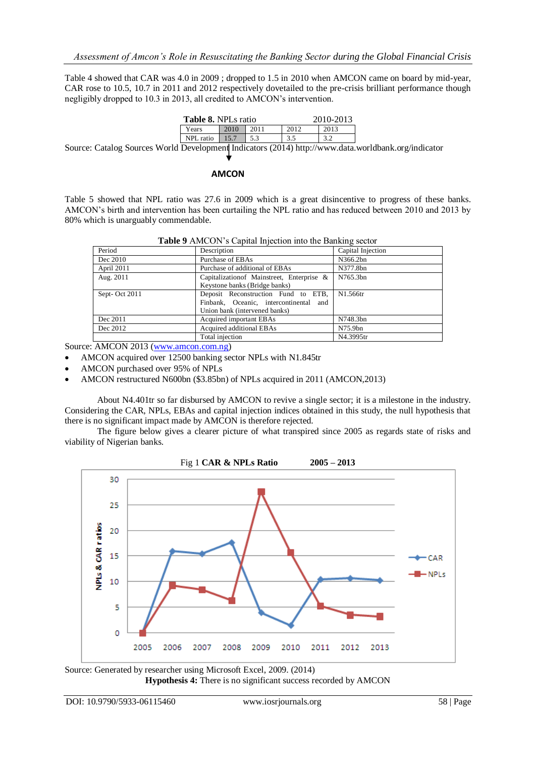Table 4 showed that CAR was 4.0 in 2009 ; dropped to 1.5 in 2010 when AMCON came on board by mid-year, CAR rose to 10.5, 10.7 in 2011 and 2012 respectively dovetailed to the pre-crisis brilliant performance though negligibly dropped to 10.3 in 2013, all credited to AMCON's intervention.

**Table 8.** NPLs ratio 2010-2013

| Years | 2010 | 2011 | 2012 | 2013 |
|---|---|---|---|---|
| NPL ratio | 15.7 | 5.3 | 3.5 | 3.2 |

Source: Catalog Sources World Development Indicators (2014) http://www.data.worldbank.org/indicator

**AMCON**

Table 5 showed that NPL ratio was 27.6 in 2009 which is a great disincentive to progress of these banks. AMCON's birth and intervention has been curtailing the NPL ratio and has reduced between 2010 and 2013 by 80% which is unarguably commendable.

**Table 9** AMCON's Capital Injection into the Banking sector

| Period | Description | Capital Injection |
|---|---|---|
| Dec 2010 | Purchase of EBAs | N366.2bn |
| April 2011 | Purchase of additional of EBAs | N377.8bn |
| Aug. 2011 | Capitalizationof Mainstreet, Enterprise & Keystone banks (Bridge banks) | N765.3bn |
| Sept- Oct 2011 | Deposit Reconstruction Fund to ETB, Finbank, Oceanic, intercontinental and Union bank (intervened banks) | N1.566tr |
| Dec 2011 | Acquired important EBAs | N748.3bn |
| Dec 2012 | Acquired additional EBAs | N75.9bn |
| | Total injection | N4.3995tr |

Source: AMCON 2013 (www.amcon.com.ng)

- AMCON acquired over 12500 banking sector NPLs with N1.845tr
- AMCON purchased over 95% of NPLs
- AMCON restructured N600bn ($3.85bn) of NPLs acquired in 2011 (AMCON,2013)

About N4.401tr so far disbursed by AMCON to revive a single sector; it is a milestone in the industry. Considering the CAR, NPLs, EBAs and capital injection indices obtained in this study, the null hypothesis that there is no significant impact made by AMCON is therefore rejected.

The figure below gives a clearer picture of what transpired since 2005 as regards state of risks and viability of Nigerian banks.

Fig 1 **CAR & NPLs Ratio 2005 – 2013**

Source: Generated by researcher using Microsoft Excel, 2009. (2014)

**Hypothesis 4:** There is no significant success recorded by AMCON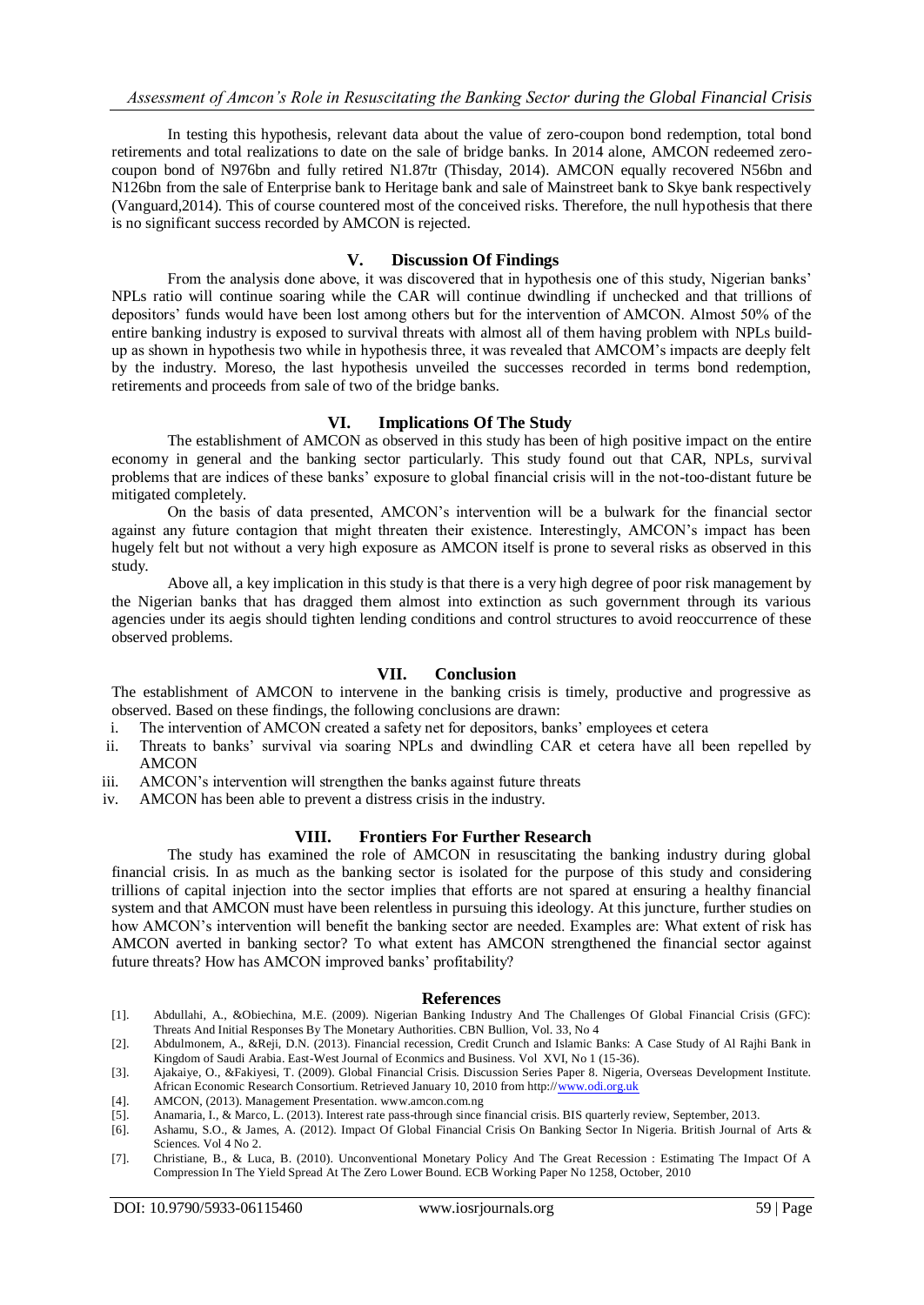In testing this hypothesis, relevant data about the value of zero-coupon bond redemption, total bond retirements and total realizations to date on the sale of bridge banks. In 2014 alone, AMCON redeemed zero-coupon bond of N976bn and fully retired N1.87tr (Thisday, 2014). AMCON equally recovered N56bn and N126bn from the sale of Enterprise bank to Heritage bank and sale of Mainstreet bank to Skye bank respectively (Vanguard,2014). This of course countered most of the conceived risks. Therefore, the null hypothesis that there is no significant success recorded by AMCON is rejected.

## V. Discussion Of Findings

From the analysis done above, it was discovered that in hypothesis one of this study, Nigerian banks' NPLs ratio will continue soaring while the CAR will continue dwindling if unchecked and that trillions of depositors' funds would have been lost among others but for the intervention of AMCON. Almost 50% of the entire banking industry is exposed to survival threats with almost all of them having problem with NPLs build-up as shown in hypothesis two while in hypothesis three, it was revealed that AMCOM's impacts are deeply felt by the industry. Moreso, the last hypothesis unveiled the successes recorded in terms bond redemption, retirements and proceeds from sale of two of the bridge banks.

## VI. Implications Of The Study

The establishment of AMCON as observed in this study has been of high positive impact on the entire economy in general and the banking sector particularly. This study found out that CAR, NPLs, survival problems that are indices of these banks' exposure to global financial crisis will in the not-too-distant future be mitigated completely.

On the basis of data presented, AMCON's intervention will be a bulwark for the financial sector against any future contagion that might threaten their existence. Interestingly, AMCON's impact has been hugely felt but not without a very high exposure as AMCON itself is prone to several risks as observed in this study.

Above all, a key implication in this study is that there is a very high degree of poor risk management by the Nigerian banks that has dragged them almost into extinction as such government through its various agencies under its aegis should tighten lending conditions and control structures to avoid reoccurrence of these observed problems.

## VII. Conclusion

The establishment of AMCON to intervene in the banking crisis is timely, productive and progressive as observed. Based on these findings, the following conclusions are drawn:

i. The intervention of AMCON created a safety net for depositors, banks' employees et cetera
ii. Threats to banks' survival via soaring NPLs and dwindling CAR et cetera have all been repelled by AMCON
iii. AMCON's intervention will strengthen the banks against future threats
iv. AMCON has been able to prevent a distress crisis in the industry.

## VIII. Frontiers For Further Research

The study has examined the role of AMCON in resuscitating the banking industry during global financial crisis. In as much as the banking sector is isolated for the purpose of this study and considering trillions of capital injection into the sector implies that efforts are not spared at ensuring a healthy financial system and that AMCON must have been relentless in pursuing this ideology. At this juncture, further studies on how AMCON's intervention will benefit the banking sector are needed. Examples are: What extent of risk has AMCON averted in banking sector? To what extent has AMCON strengthened the financial sector against future threats? How has AMCON improved banks' profitability?

## References

[1]. Abdullahi, A., &Obiechina, M.E. (2009). Nigerian Banking Industry And The Challenges Of Global Financial Crisis (GFC): Threats And Initial Responses By The Monetary Authorities. CBN Bullion, Vol. 33, No 4

[2]. Abdulmonem, A., &Reji, D.N. (2013). Financial recession, Credit Crunch and Islamic Banks: A Case Study of Al Rajhi Bank in Kingdom of Saudi Arabia. East-West Journal of Econmics and Business. Vol XVI, No 1 (15-36).

[3]. Ajakaiye, O., &Fakiyesi, T. (2009). Global Financial Crisis. Discussion Series Paper 8. Nigeria, Overseas Development Institute. African Economic Research Consortium. Retrieved January 10, 2010 from http://www.odi.org.uk

[4]. AMCON, (2013). Management Presentation. www.amcon.com.ng

[5]. Anamaria, I., & Marco, L. (2013). Interest rate pass-through since financial crisis. BIS quarterly review, September, 2013.

[6]. Ashamu, S.O., & James, A. (2012). Impact Of Global Financial Crisis On Banking Sector In Nigeria. British Journal of Arts & Sciences. Vol 4 No 2.

[7]. Christiane, B., & Luca, B. (2010). Unconventional Monetary Policy And The Great Recession : Estimating The Impact Of A Compression In The Yield Spread At The Zero Lower Bound. ECB Working Paper No 1258, October, 2010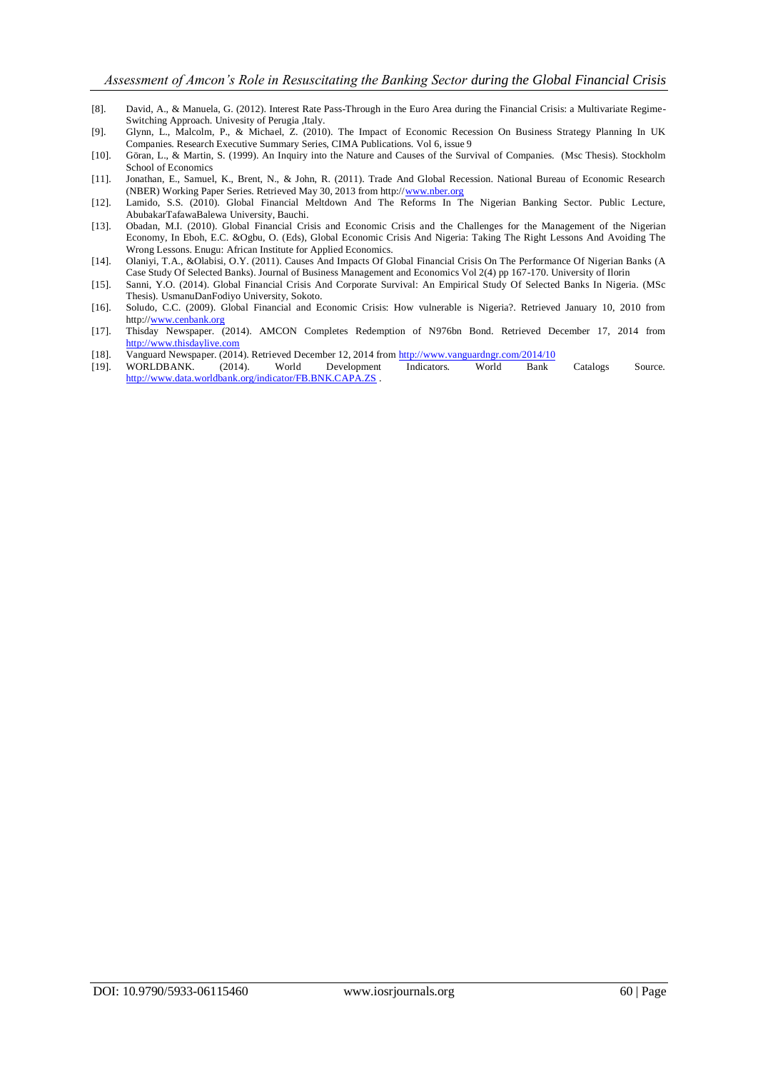[8]. David, A., & Manuela, G. (2012). Interest Rate Pass-Through in the Euro Area during the Financial Crisis: a Multivariate Regime-Switching Approach. Univesity of Perugia ,Italy.

[9]. Glynn, L., Malcolm, P., & Michael, Z. (2010). The Impact of Economic Recession On Business Strategy Planning In UK Companies. Research Executive Summary Series, CIMA Publications. Vol 6, issue 9

[10]. Göran, L., & Martin, S. (1999). An Inquiry into the Nature and Causes of the Survival of Companies. (Msc Thesis). Stockholm School of Economics

[11]. Jonathan, E., Samuel, K., Brent, N., & John, R. (2011). Trade And Global Recession. National Bureau of Economic Research (NBER) Working Paper Series. Retrieved May 30, 2013 from http://www.nber.org

[12]. Lamido, S.S. (2010). Global Financial Meltdown And The Reforms In The Nigerian Banking Sector. Public Lecture, AbubakarTafawaBalewa University, Bauchi.

[13]. Obadan, M.I. (2010). Global Financial Crisis and Economic Crisis and the Challenges for the Management of the Nigerian Economy, In Eboh, E.C. &Ogbu, O. (Eds), Global Economic Crisis And Nigeria: Taking The Right Lessons And Avoiding The Wrong Lessons. Enugu: African Institute for Applied Economics.

[14]. Olaniyi, T.A., &Olabisi, O.Y. (2011). Causes And Impacts Of Global Financial Crisis On The Performance Of Nigerian Banks (A Case Study Of Selected Banks). Journal of Business Management and Economics Vol 2(4) pp 167-170. University of Ilorin

[15]. Sanni, Y.O. (2014). Global Financial Crisis And Corporate Survival: An Empirical Study Of Selected Banks In Nigeria. (MSc Thesis). UsmanuDanFodiyo University, Sokoto.

[16]. Soludo, C.C. (2009). Global Financial and Economic Crisis: How vulnerable is Nigeria?. Retrieved January 10, 2010 from http://www.cenbank.org

[17]. Thisday Newspaper. (2014). AMCON Completes Redemption of N976bn Bond. Retrieved December 17, 2014 from http://www.thisdaylive.com

[18]. Vanguard Newspaper. (2014). Retrieved December 12, 2014 from http://www.vanguardngr.com/2014/10

[19]. WORLDBANK. (2014). World Development Indicators. World Bank Catalogs Source. http://www.data.worldbank.org/indicator/FB.BNK.CAPA.ZS .